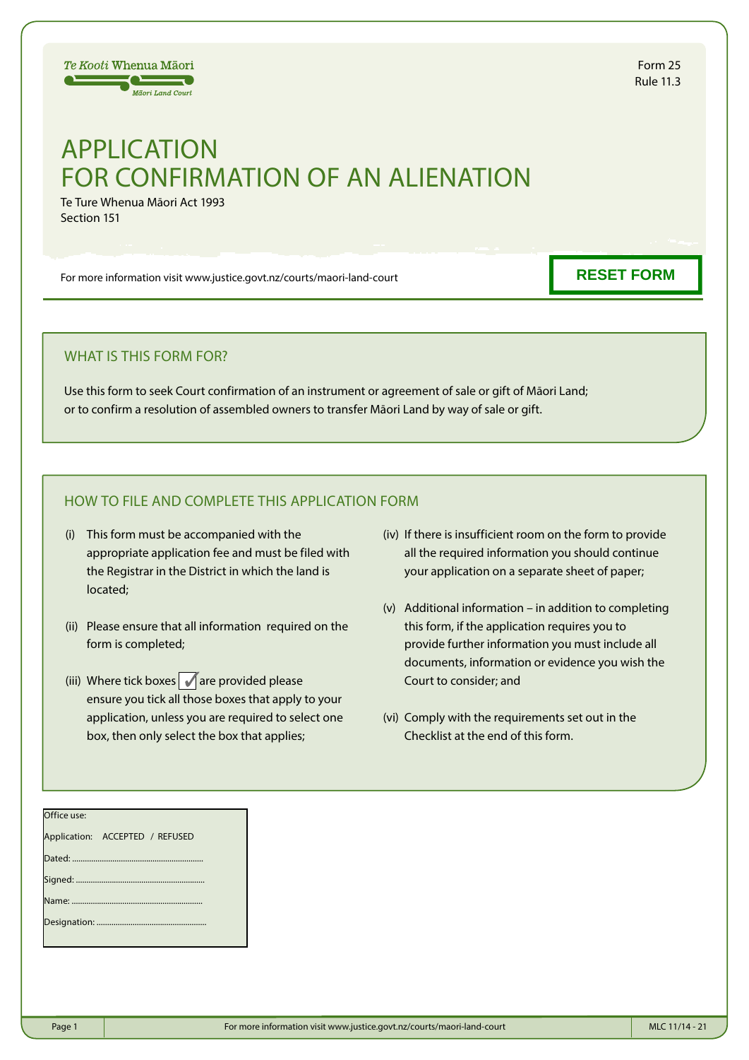Te Kooti Whenua Māori
Māori Land Court

Form 25
Rule 11.3

# APPLICATION FOR CONFIRMATION OF AN ALIENATION

Te Ture Whenua Māori Act 1993
Section 151

For more information visit www.justice.govt.nz/courts/maori-land-court

RESET FORM

## WHAT IS THIS FORM FOR?

Use this form to seek Court confirmation of an instrument or agreement of sale or gift of Māori Land; or to confirm a resolution of assembled owners to transfer Māori Land by way of sale or gift.

## HOW TO FILE AND COMPLETE THIS APPLICATION FORM

(i) This form must be accompanied with the appropriate application fee and must be filed with the Registrar in the District in which the land is located;

(ii) Please ensure that all information required on the form is completed;

(iii) Where tick boxes ✓ are provided please ensure you tick all those boxes that apply to your application, unless you are required to select one box, then only select the box that applies;

(iv) If there is insufficient room on the form to provide all the required information you should continue your application on a separate sheet of paper;

(v) Additional information – in addition to completing this form, if the application requires you to provide further information you must include all documents, information or evidence you wish the Court to consider; and

(vi) Comply with the requirements set out in the Checklist at the end of this form.

Office use:

Application: ACCEPTED / REFUSED

Dated: ...............................................................

Signed: ...............................................................

Name: ...............................................................

Designation: ...............................................................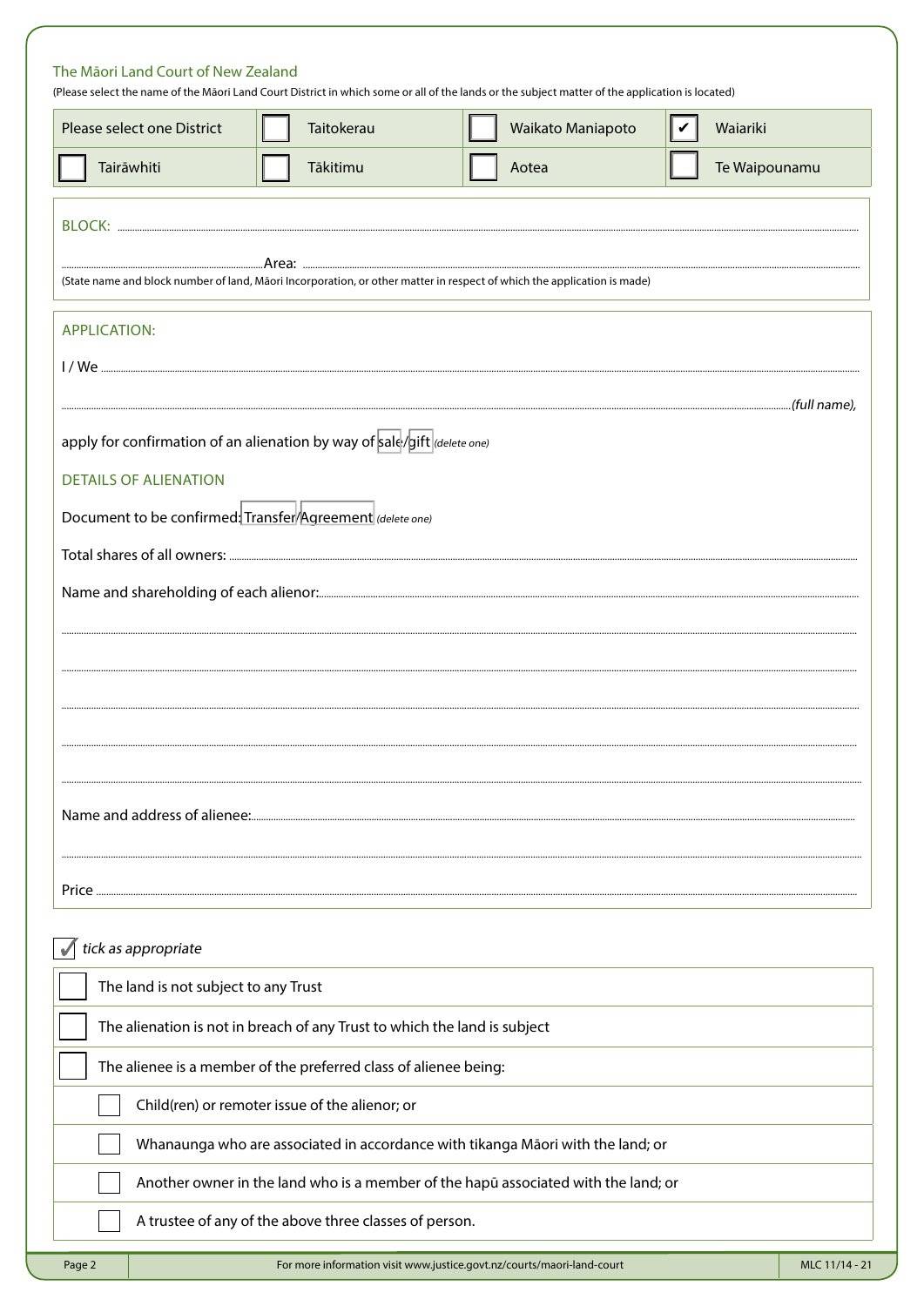The Māori Land Court of New Zealand

(Please select the name of the Māori Land Court District in which some or all of the lands or the subject matter of the application is located)

| Please select one District | ☐ Taitokerau | ☐ Waikato Maniapoto | ☑ Waiariki |
|---|---|---|---|
| ☐ Tairāwhiti | ☐ Tākitimu | ☐ Aotea | ☐ Te Waipounamu |

BLOCK: ..............................................................................................................................

.............................................................. Area: ..............................................................

(State name and block number of land, Māori Incorporation, or other matter in respect of which the application is made)

## APPLICATION:

I / We ..............................................................................................................................

.............................................................................................................................. *(full name),*

apply for confirmation of an alienation by way of sale/gift *(delete one)*

## DETAILS OF ALIENATION

Document to be confirmed: Transfer/Agreement *(delete one)*

Total shares of all owners: ..............................................................................................................................

Name and shareholding of each alienor: ..............................................................................................................................

..............................................................................................................................

..............................................................................................................................

..............................................................................................................................

..............................................................................................................................

..............................................................................................................................

Name and address of alienee: ..............................................................................................................................

..............................................................................................................................

Price ..............................................................................................................................

✓ *tick as appropriate*

- ☐ The land is not subject to any Trust
- ☐ The alienation is not in breach of any Trust to which the land is subject
- ☐ The alienee is a member of the preferred class of alienee being:
  - ☐ Child(ren) or remoter issue of the alienor; or
  - ☐ Whanaunga who are associated in accordance with tikanga Māori with the land; or
  - ☐ Another owner in the land who is a member of the hapū associated with the land; or
  - ☐ A trustee of any of the above three classes of person.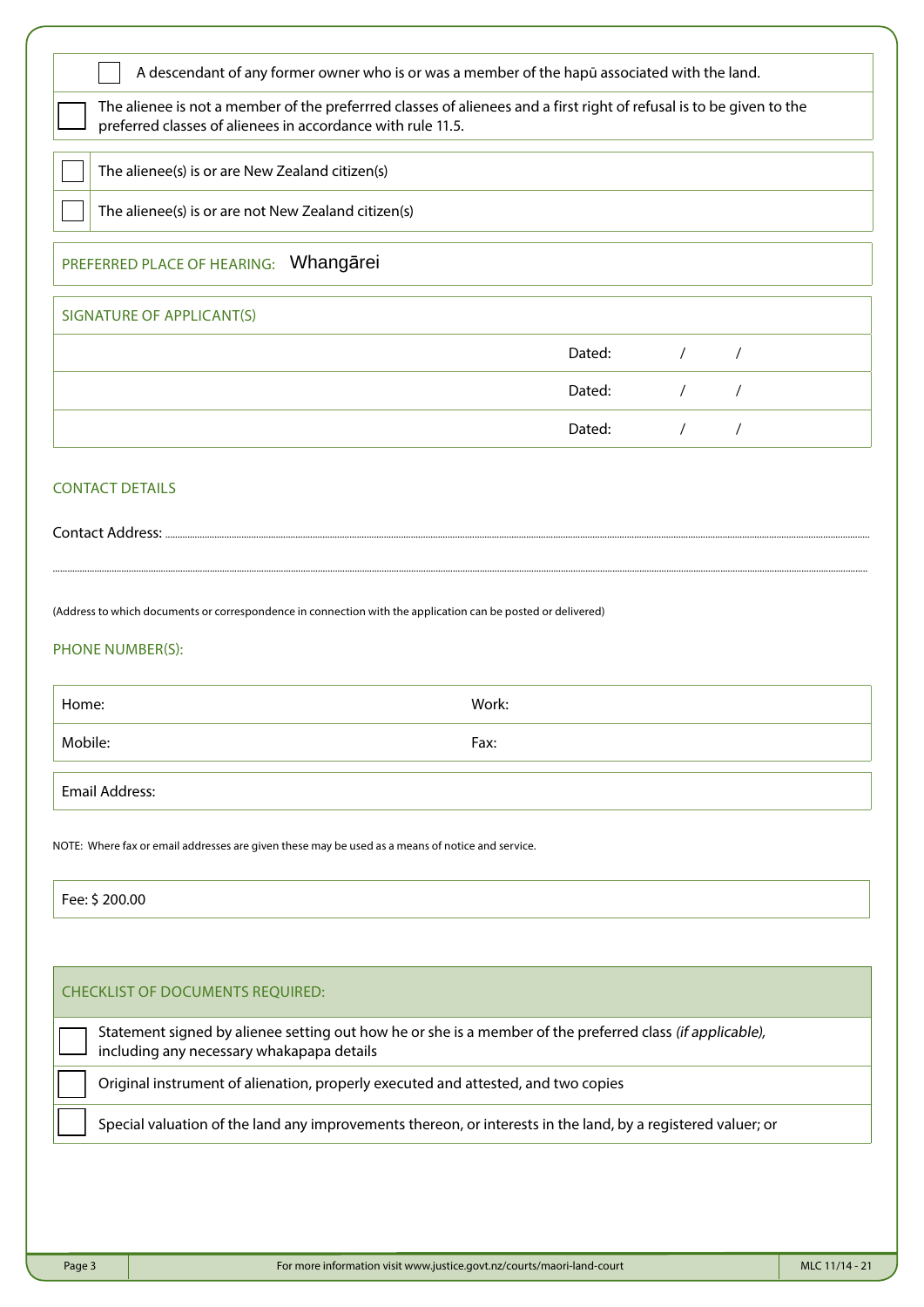- [ ] A descendant of any former owner who is or was a member of the hapū associated with the land.
- [ ] The alienee is not a member of the preferrred classes of alienees and a first right of refusal is to be given to the preferred classes of alienees in accordance with rule 11.5.

- [ ] The alienee(s) is or are New Zealand citizen(s)
- [ ] The alienee(s) is or are not New Zealand citizen(s)

PREFERRED PLACE OF HEARING: Whangārei

SIGNATURE OF APPLICANT(S)

| | |
|---|---|
| | Dated: / / |
| | Dated: / / |
| | Dated: / / |

CONTACT DETAILS

Contact Address: ....................................................................................................

....................................................................................................

(Address to which documents or correspondence in connection with the application can be posted or delivered)

PHONE NUMBER(S):

| | |
|---|---|
| Home: | Work: |
| Mobile: | Fax: |

Email Address:

NOTE: Where fax or email addresses are given these may be used as a means of notice and service.

Fee: $ 200.00

CHECKLIST OF DOCUMENTS REQUIRED:

- [ ] Statement signed by alienee setting out how he or she is a member of the preferred class *(if applicable),* including any necessary whakapapa details
- [ ] Original instrument of alienation, properly executed and attested, and two copies
- [ ] Special valuation of the land any improvements thereon, or interests in the land, by a registered valuer; or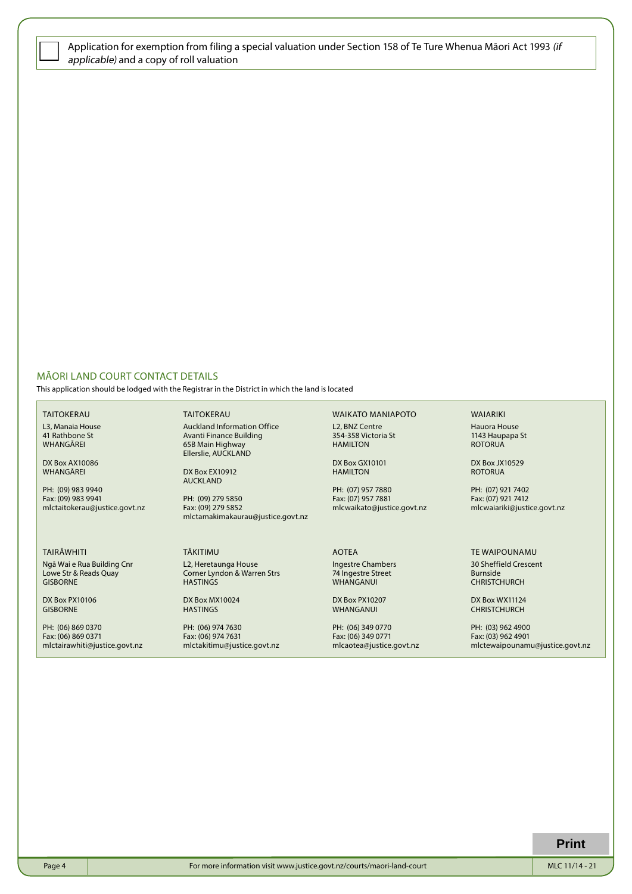- [ ] Application for exemption from filing a special valuation under Section 158 of Te Ture Whenua Māori Act 1993 *(if applicable)* and a copy of roll valuation

## MĀORI LAND COURT CONTACT DETAILS

This application should be lodged with the Registrar in the District in which the land is located

| | | | |
|---|---|---|---|
| TAITOKERAU<br>L3, Manaia House<br>41 Rathbone St<br>WHANGĀREI<br><br>DX Box AX10086<br>WHANGĀREI<br><br>PH: (09) 983 9940<br>Fax: (09) 983 9941<br>mlctaitokerau@justice.govt.nz | TAITOKERAU<br>Auckland Information Office<br>Avanti Finance Building<br>65B Main Highway<br>Ellerslie, AUCKLAND<br><br>DX Box EX10912<br>AUCKLAND<br><br>PH: (09) 279 5850<br>Fax: (09) 279 5852<br>mlctamakimakaurau@justice.govt.nz | WAIKATO MANIAPOTO<br>L2, BNZ Centre<br>354-358 Victoria St<br>HAMILTON<br><br>DX Box GX10101<br>HAMILTON<br><br>PH: (07) 957 7880<br>Fax: (07) 957 7881<br>mlcwaikato@justice.govt.nz | WAIARIKI<br>Hauora House<br>1143 Haupapa St<br>ROTORUA<br><br>DX Box JX10529<br>ROTORUA<br><br>PH: (07) 921 7402<br>Fax: (07) 921 7412<br>mlcwaiariki@justice.govt.nz |
| TAIRĀWHITI<br>Ngā Wai e Rua Building Cnr<br>Lowe Str & Reads Quay<br>GISBORNE<br><br>DX Box PX10106<br>GISBORNE<br><br>PH: (06) 869 0370<br>Fax: (06) 869 0371<br>mlctairawhiti@justice.govt.nz | TĀKITIMU<br>L2, Heretaunga House<br>Corner Lyndon & Warren Strs<br>HASTINGS<br><br>DX Box MX10024<br>HASTINGS<br><br>PH: (06) 974 7630<br>Fax: (06) 974 7631<br>mlctakitimu@justice.govt.nz | AOTEA<br>Ingestre Chambers<br>74 Ingestre Street<br>WHANGANUI<br><br>DX Box PX10207<br>WHANGANUI<br><br>PH: (06) 349 0770<br>Fax: (06) 349 0771<br>mlcaotea@justice.govt.nz | TE WAIPOUNAMU<br>30 Sheffield Crescent<br>Burnside<br>CHRISTCHURCH<br><br>DX Box WX11124<br>CHRISTCHURCH<br><br>PH: (03) 962 4900<br>Fax: (03) 962 4901<br>mlctewaipounamu@justice.govt.nz |

Print

For more information visit www.justice.govt.nz/courts/maori-land-court

MLC 11/14 - 21